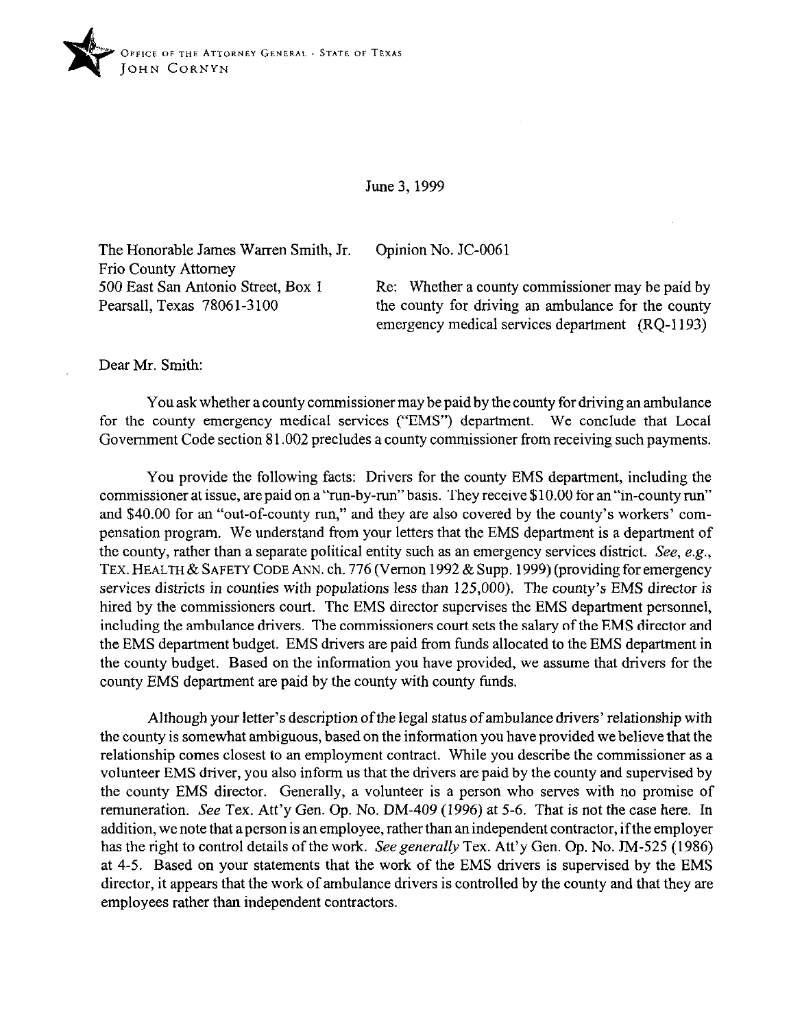OFFICE OF THE ATTORNEY GENERAL · STATE OF TEXAS
JOHN CORNYN

June 3, 1999

The Honorable James Warren Smith, Jr.
Frio County Attorney
500 East San Antonio Street, Box 1
Pearsall, Texas 78061-3100

Opinion No. JC-0061

Re: Whether a county commissioner may be paid by the county for driving an ambulance for the county emergency medical services department (RQ-1193)

Dear Mr. Smith:

You ask whether a county commissioner may be paid by the county for driving an ambulance for the county emergency medical services ("EMS") department. We conclude that Local Government Code section 81.002 precludes a county commissioner from receiving such payments.

You provide the following facts: Drivers for the county EMS department, including the commissioner at issue, are paid on a "run-by-run" basis. They receive $10.00 for an "in-county run" and $40.00 for an "out-of-county run," and they are also covered by the county's workers' compensation program. We understand from your letters that the EMS department is a department of the county, rather than a separate political entity such as an emergency services district. *See, e.g.*, TEX. HEALTH & SAFETY CODE ANN. ch. 776 (Vernon 1992 & Supp. 1999) (providing for emergency services districts in counties with populations less than 125,000). The county's EMS director is hired by the commissioners court. The EMS director supervises the EMS department personnel, including the ambulance drivers. The commissioners court sets the salary of the EMS director and the EMS department budget. EMS drivers are paid from funds allocated to the EMS department in the county budget. Based on the information you have provided, we assume that drivers for the county EMS department are paid by the county with county funds.

Although your letter's description of the legal status of ambulance drivers' relationship with the county is somewhat ambiguous, based on the information you have provided we believe that the relationship comes closest to an employment contract. While you describe the commissioner as a volunteer EMS driver, you also inform us that the drivers are paid by the county and supervised by the county EMS director. Generally, a volunteer is a person who serves with no promise of remuneration. *See* Tex. Att'y Gen. Op. No. DM-409 (1996) at 5-6. That is not the case here. In addition, we note that a person is an employee, rather than an independent contractor, if the employer has the right to control details of the work. *See generally* Tex. Att'y Gen. Op. No. JM-525 (1986) at 4-5. Based on your statements that the work of the EMS drivers is supervised by the EMS director, it appears that the work of ambulance drivers is controlled by the county and that they are employees rather than independent contractors.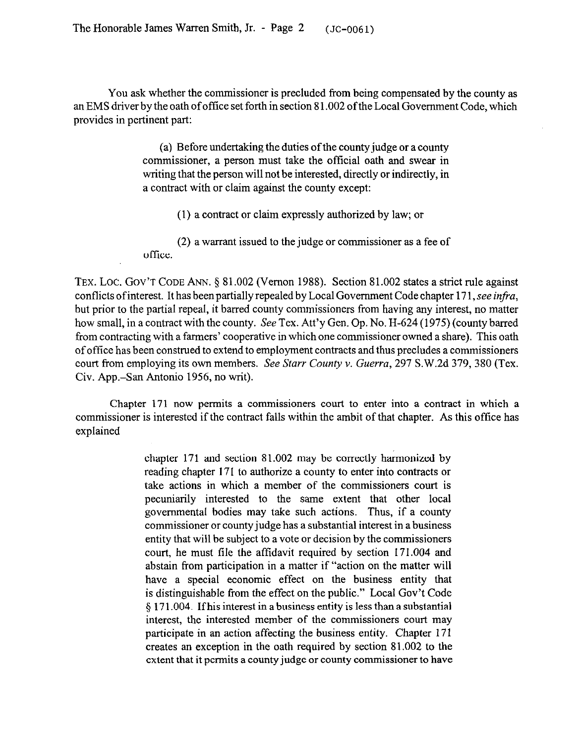You ask whether the commissioner is precluded from being compensated by the county as an EMS driver by the oath of office set forth in section 81.002 of the Local Government Code, which provides in pertinent part:

> (a) Before undertaking the duties of the county judge or a county commissioner, a person must take the official oath and swear in writing that the person will not be interested, directly or indirectly, in a contract with or claim against the county except:
>
> (1) a contract or claim expressly authorized by law; or
>
> (2) a warrant issued to the judge or commissioner as a fee of office.

TEX. LOC. GOV'T CODE ANN. § 81.002 (Vernon 1988). Section 81.002 states a strict rule against conflicts of interest. It has been partially repealed by Local Government Code chapter 171, *see infra*, but prior to the partial repeal, it barred county commissioners from having any interest, no matter how small, in a contract with the county. *See* Tex. Att'y Gen. Op. No. H-624 (1975) (county barred from contracting with a farmers' cooperative in which one commissioner owned a share). This oath of office has been construed to extend to employment contracts and thus precludes a commissioners court from employing its own members. *See Starr County v. Guerra*, 297 S.W.2d 379, 380 (Tex. Civ. App.–San Antonio 1956, no writ).

Chapter 171 now permits a commissioners court to enter into a contract in which a commissioner is interested if the contract falls within the ambit of that chapter. As this office has explained

> chapter 171 and section 81.002 may be correctly harmonized by reading chapter 171 to authorize a county to enter into contracts or take actions in which a member of the commissioners court is pecuniarily interested to the same extent that other local governmental bodies may take such actions. Thus, if a county commissioner or county judge has a substantial interest in a business entity that will be subject to a vote or decision by the commissioners court, he must file the affidavit required by section 171.004 and abstain from participation in a matter if "action on the matter will have a special economic effect on the business entity that is distinguishable from the effect on the public." Local Gov't Code § 171.004. If his interest in a business entity is less than a substantial interest, the interested member of the commissioners court may participate in an action affecting the business entity. Chapter 171 creates an exception in the oath required by section 81.002 to the extent that it permits a county judge or county commissioner to have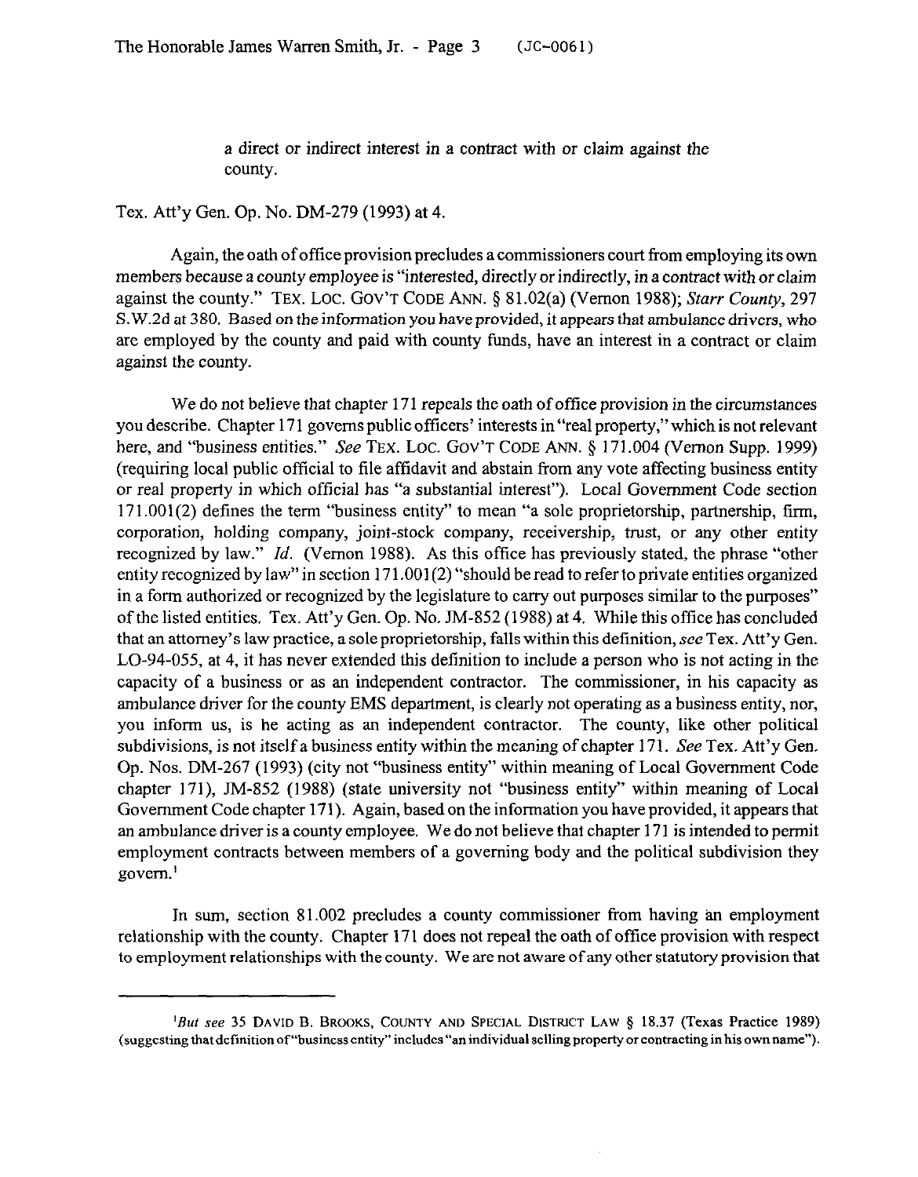a direct or indirect interest in a contract with or claim against the county.

Tex. Att'y Gen. Op. No. DM-279 (1993) at 4.

Again, the oath of office provision precludes a commissioners court from employing its own members because a county employee is "interested, directly or indirectly, in a contract with or claim against the county." TEX. LOC. GOV'T CODE ANN. § 81.02(a) (Vernon 1988); *Starr County*, 297 S.W.2d at 380. Based on the information you have provided, it appears that ambulance drivers, who are employed by the county and paid with county funds, have an interest in a contract or claim against the county.

We do not believe that chapter 171 repeals the oath of office provision in the circumstances you describe. Chapter 171 governs public officers' interests in "real property," which is not relevant here, and "business entities." *See* TEX. LOC. GOV'T CODE ANN. § 171.004 (Vernon Supp. 1999) (requiring local public official to file affidavit and abstain from any vote affecting business entity or real property in which official has "a substantial interest"). Local Government Code section 171.001(2) defines the term "business entity" to mean "a sole proprietorship, partnership, firm, corporation, holding company, joint-stock company, receivership, trust, or any other entity recognized by law." *Id.* (Vernon 1988). As this office has previously stated, the phrase "other entity recognized by law" in section 171.001(2) "should be read to refer to private entities organized in a form authorized or recognized by the legislature to carry out purposes similar to the purposes" of the listed entities. Tex. Att'y Gen. Op. No. JM-852 (1988) at 4. While this office has concluded that an attorney's law practice, a sole proprietorship, falls within this definition, *see* Tex. Att'y Gen. LO-94-055, at 4, it has never extended this definition to include a person who is not acting in the capacity of a business or as an independent contractor. The commissioner, in his capacity as ambulance driver for the county EMS department, is clearly not operating as a business entity, nor, you inform us, is he acting as an independent contractor. The county, like other political subdivisions, is not itself a business entity within the meaning of chapter 171. *See* Tex. Att'y Gen. Op. Nos. DM-267 (1993) (city not "business entity" within meaning of Local Government Code chapter 171), JM-852 (1988) (state university not "business entity" within meaning of Local Government Code chapter 171). Again, based on the information you have provided, it appears that an ambulance driver is a county employee. We do not believe that chapter 171 is intended to permit employment contracts between members of a governing body and the political subdivision they govern.[1]

In sum, section 81.002 precludes a county commissioner from having an employment relationship with the county. Chapter 171 does not repeal the oath of office provision with respect to employment relationships with the county. We are not aware of any other statutory provision that

---

[1] *But see* 35 DAVID B. BROOKS, COUNTY AND SPECIAL DISTRICT LAW § 18.37 (Texas Practice 1989) (suggesting that definition of "business entity" includes "an individual selling property or contracting in his own name").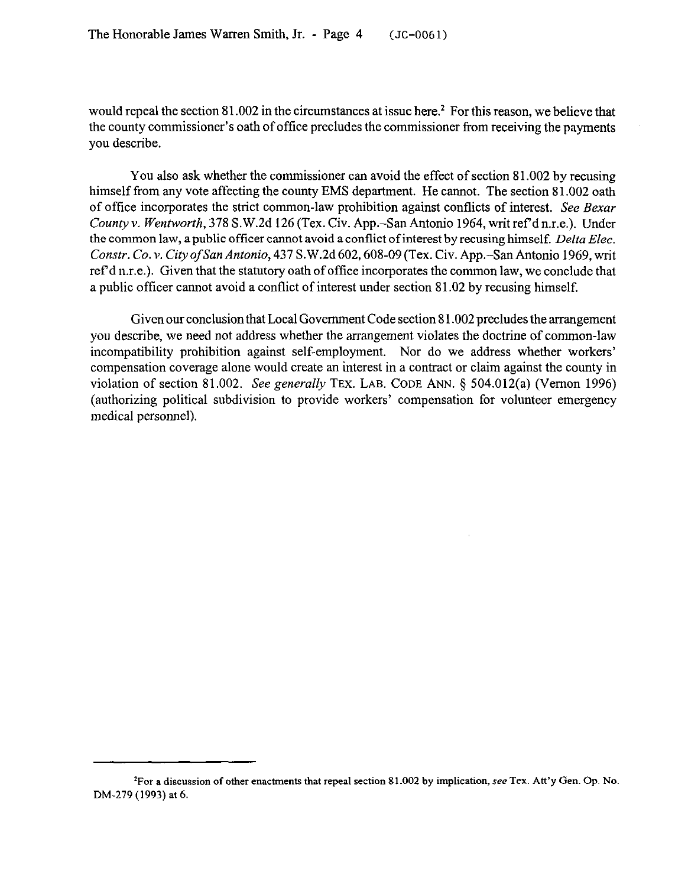would repeal the section 81.002 in the circumstances at issue here.[2] For this reason, we believe that the county commissioner's oath of office precludes the commissioner from receiving the payments you describe.

You also ask whether the commissioner can avoid the effect of section 81.002 by recusing himself from any vote affecting the county EMS department. He cannot. The section 81.002 oath of office incorporates the strict common-law prohibition against conflicts of interest. *See Bexar County v. Wentworth*, 378 S.W.2d 126 (Tex. Civ. App.–San Antonio 1964, writ ref'd n.r.e.). Under the common law, a public officer cannot avoid a conflict of interest by recusing himself. *Delta Elec. Constr. Co. v. City of San Antonio*, 437 S.W.2d 602, 608-09 (Tex. Civ. App.–San Antonio 1969, writ ref'd n.r.e.). Given that the statutory oath of office incorporates the common law, we conclude that a public officer cannot avoid a conflict of interest under section 81.02 by recusing himself.

Given our conclusion that Local Government Code section 81.002 precludes the arrangement you describe, we need not address whether the arrangement violates the doctrine of common-law incompatibility prohibition against self-employment. Nor do we address whether workers' compensation coverage alone would create an interest in a contract or claim against the county in violation of section 81.002. *See generally* TEX. LAB. CODE ANN. § 504.012(a) (Vernon 1996) (authorizing political subdivision to provide workers' compensation for volunteer emergency medical personnel).

---

[2]For a discussion of other enactments that repeal section 81.002 by implication, *see* Tex. Att'y Gen. Op. No. DM-279 (1993) at 6.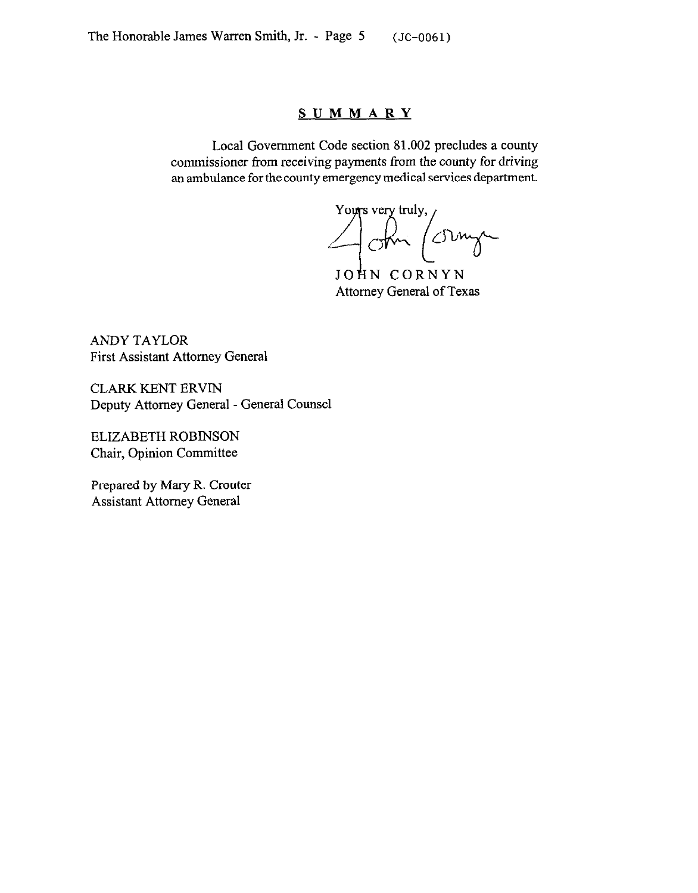## SUMMARY

Local Government Code section 81.002 precludes a county commissioner from receiving payments from the county for driving an ambulance for the county emergency medical services department.

Yours very truly,

JOHN CORNYN
Attorney General of Texas

ANDY TAYLOR
First Assistant Attorney General

CLARK KENT ERVIN
Deputy Attorney General - General Counsel

ELIZABETH ROBINSON
Chair, Opinion Committee

Prepared by Mary R. Crouter
Assistant Attorney General